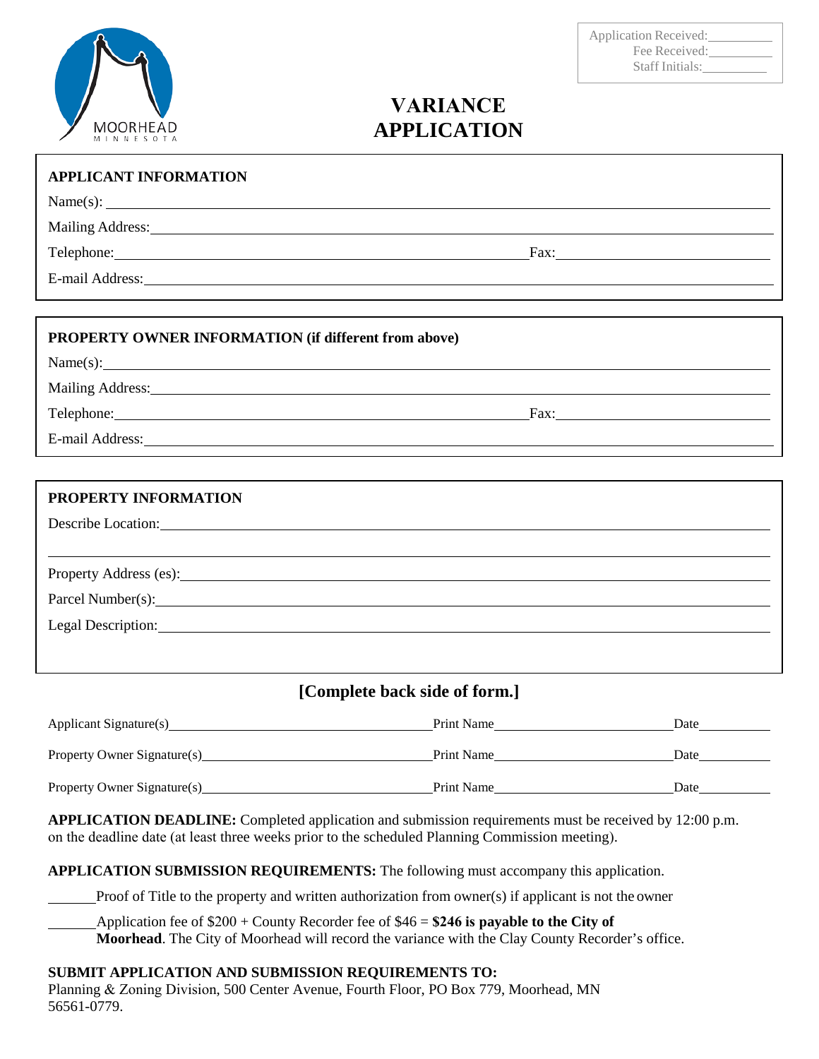MOORHEAD
MINNESOTA

Application Received: ________
Fee Received: ________
Staff Initials: ________

# VARIANCE APPLICATION

## APPLICANT INFORMATION

Name(s): ____________________

Mailing Address: ____________________

Telephone: ____________________ Fax: ____________________

E-mail Address: ____________________

## PROPERTY OWNER INFORMATION (if different from above)

Name(s): ____________________

Mailing Address: ____________________

Telephone: ____________________ Fax: ____________________

E-mail Address: ____________________

## PROPERTY INFORMATION

Describe Location: ____________________

____________________

Property Address (es): ____________________

Parcel Number(s): ____________________

Legal Description: ____________________

**[Complete back side of form.]**

Applicant Signature(s) ____________________ Print Name ____________________ Date ________

Property Owner Signature(s) ____________________ Print Name ____________________ Date ________

Property Owner Signature(s) ____________________ Print Name ____________________ Date ________

**APPLICATION DEADLINE:** Completed application and submission requirements must be received by 12:00 p.m. on the deadline date (at least three weeks prior to the scheduled Planning Commission meeting).

**APPLICATION SUBMISSION REQUIREMENTS:** The following must accompany this application.

______ Proof of Title to the property and written authorization from owner(s) if applicant is not the owner

______ Application fee of $200 + County Recorder fee of $46 = **$246 is payable to the City of Moorhead**. The City of Moorhead will record the variance with the Clay County Recorder's office.

**SUBMIT APPLICATION AND SUBMISSION REQUIREMENTS TO:**
Planning & Zoning Division, 500 Center Avenue, Fourth Floor, PO Box 779, Moorhead, MN 56561-0779.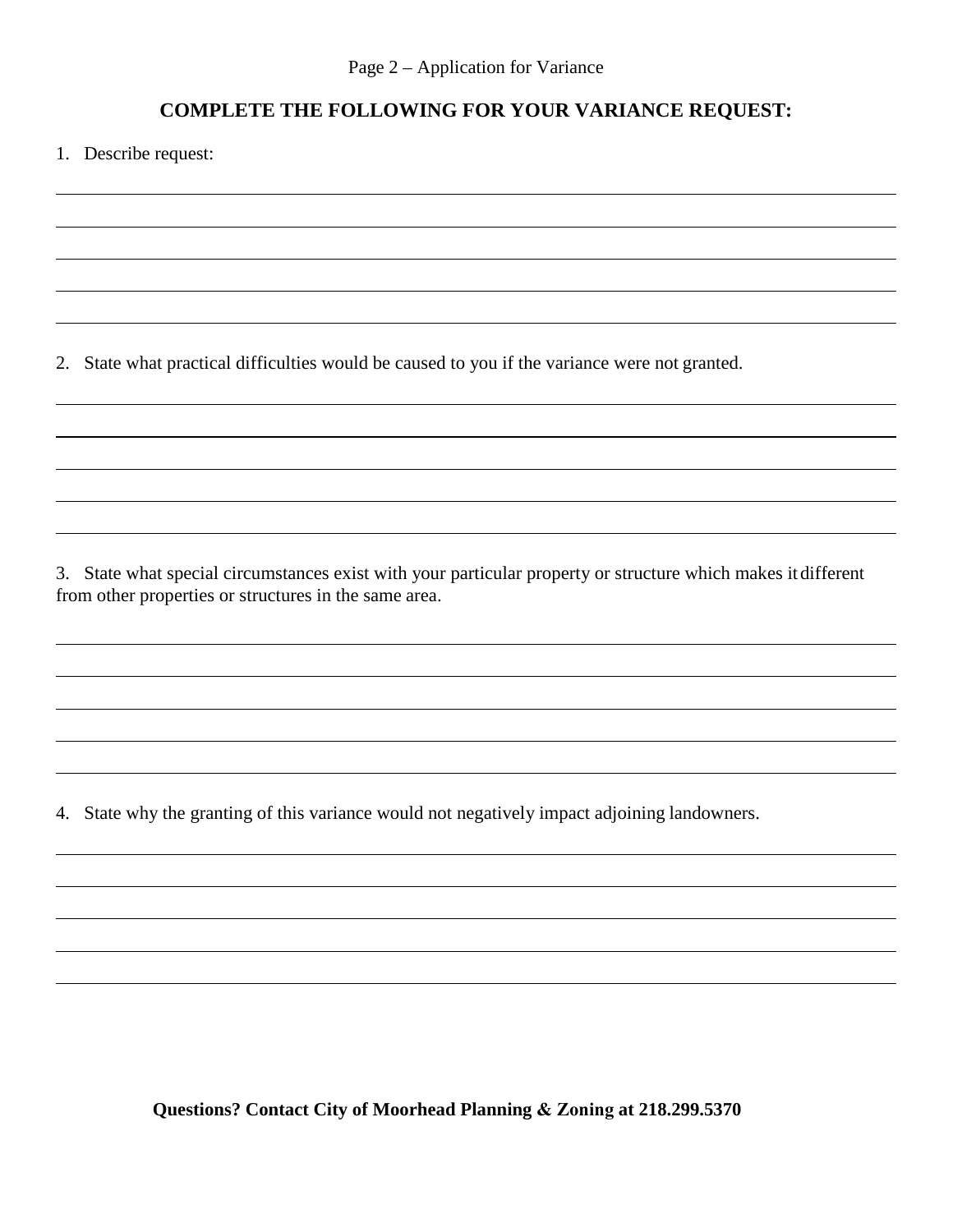## COMPLETE THE FOLLOWING FOR YOUR VARIANCE REQUEST:

1. Describe request:

2. State what practical difficulties would be caused to you if the variance were not granted.

3. State what special circumstances exist with your particular property or structure which makes it different from other properties or structures in the same area.

4. State why the granting of this variance would not negatively impact adjoining landowners.

**Questions? Contact City of Moorhead Planning & Zoning at 218.299.5370**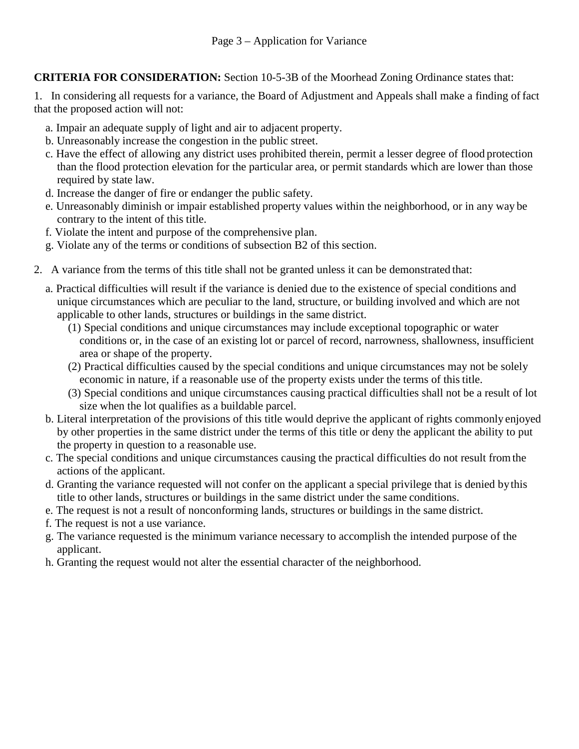**CRITERIA FOR CONSIDERATION:** Section 10-5-3B of the Moorhead Zoning Ordinance states that:

1. In considering all requests for a variance, the Board of Adjustment and Appeals shall make a finding of fact that the proposed action will not:

   a. Impair an adequate supply of light and air to adjacent property.
   b. Unreasonably increase the congestion in the public street.
   c. Have the effect of allowing any district uses prohibited therein, permit a lesser degree of flood protection than the flood protection elevation for the particular area, or permit standards which are lower than those required by state law.
   d. Increase the danger of fire or endanger the public safety.
   e. Unreasonably diminish or impair established property values within the neighborhood, or in any way be contrary to the intent of this title.
   f. Violate the intent and purpose of the comprehensive plan.
   g. Violate any of the terms or conditions of subsection B2 of this section.

2. A variance from the terms of this title shall not be granted unless it can be demonstrated that:

   a. Practical difficulties will result if the variance is denied due to the existence of special conditions and unique circumstances which are peculiar to the land, structure, or building involved and which are not applicable to other lands, structures or buildings in the same district.
      (1) Special conditions and unique circumstances may include exceptional topographic or water conditions or, in the case of an existing lot or parcel of record, narrowness, shallowness, insufficient area or shape of the property.
      (2) Practical difficulties caused by the special conditions and unique circumstances may not be solely economic in nature, if a reasonable use of the property exists under the terms of this title.
      (3) Special conditions and unique circumstances causing practical difficulties shall not be a result of lot size when the lot qualifies as a buildable parcel.
   b. Literal interpretation of the provisions of this title would deprive the applicant of rights commonly enjoyed by other properties in the same district under the terms of this title or deny the applicant the ability to put the property in question to a reasonable use.
   c. The special conditions and unique circumstances causing the practical difficulties do not result from the actions of the applicant.
   d. Granting the variance requested will not confer on the applicant a special privilege that is denied by this title to other lands, structures or buildings in the same district under the same conditions.
   e. The request is not a result of nonconforming lands, structures or buildings in the same district.
   f. The request is not a use variance.
   g. The variance requested is the minimum variance necessary to accomplish the intended purpose of the applicant.
   h. Granting the request would not alter the essential character of the neighborhood.